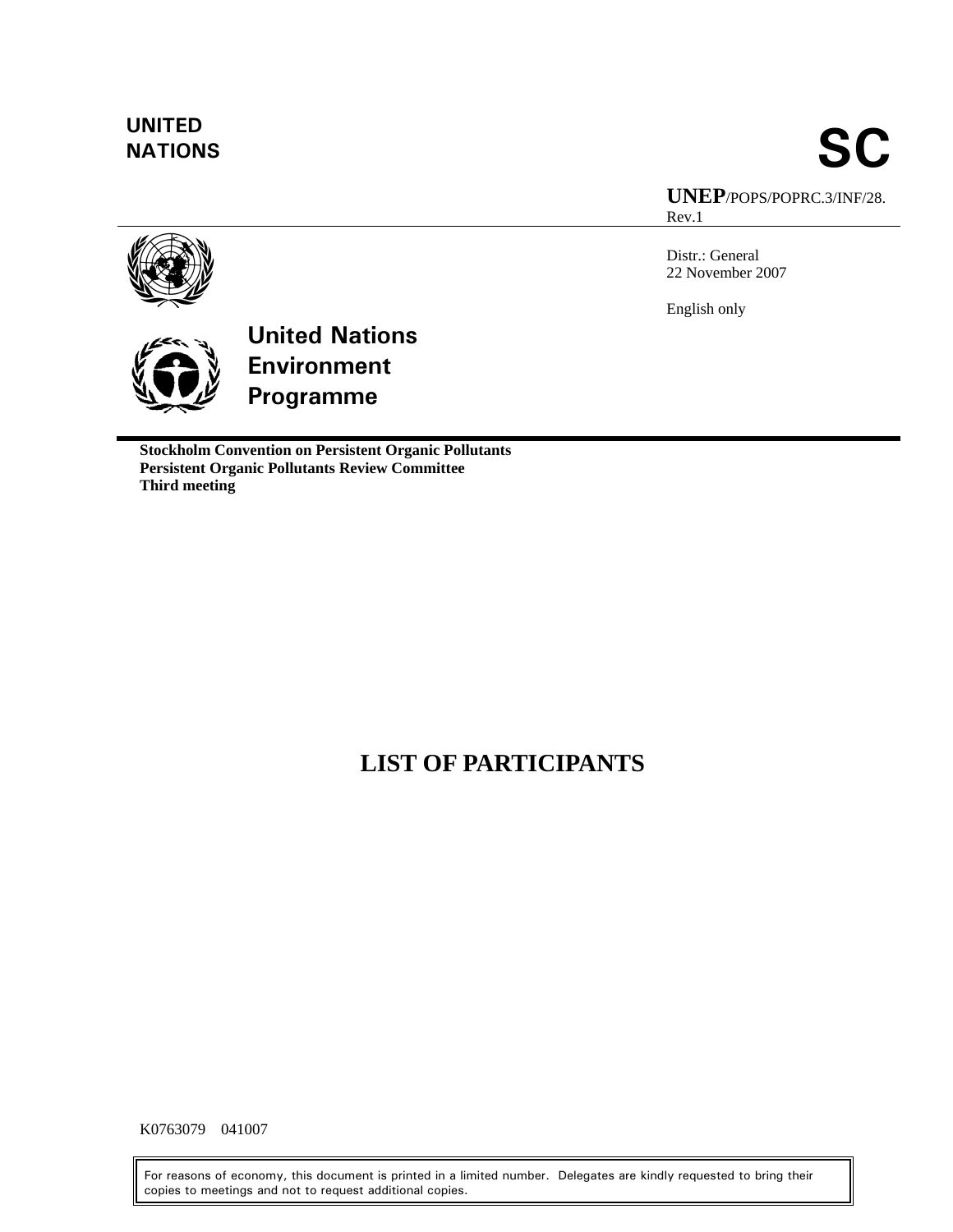**UNITED NATIONS**

# SC

**UNEP**/POPS/POPRC.3/INF/28. Rev.1

Distr.: General
22 November 2007

English only

**United Nations Environment Programme**

**Stockholm Convention on Persistent Organic Pollutants**
**Persistent Organic Pollutants Review Committee**
**Third meeting**

# LIST OF PARTICIPANTS

K0763079 041007

For reasons of economy, this document is printed in a limited number. Delegates are kindly requested to bring their copies to meetings and not to request additional copies.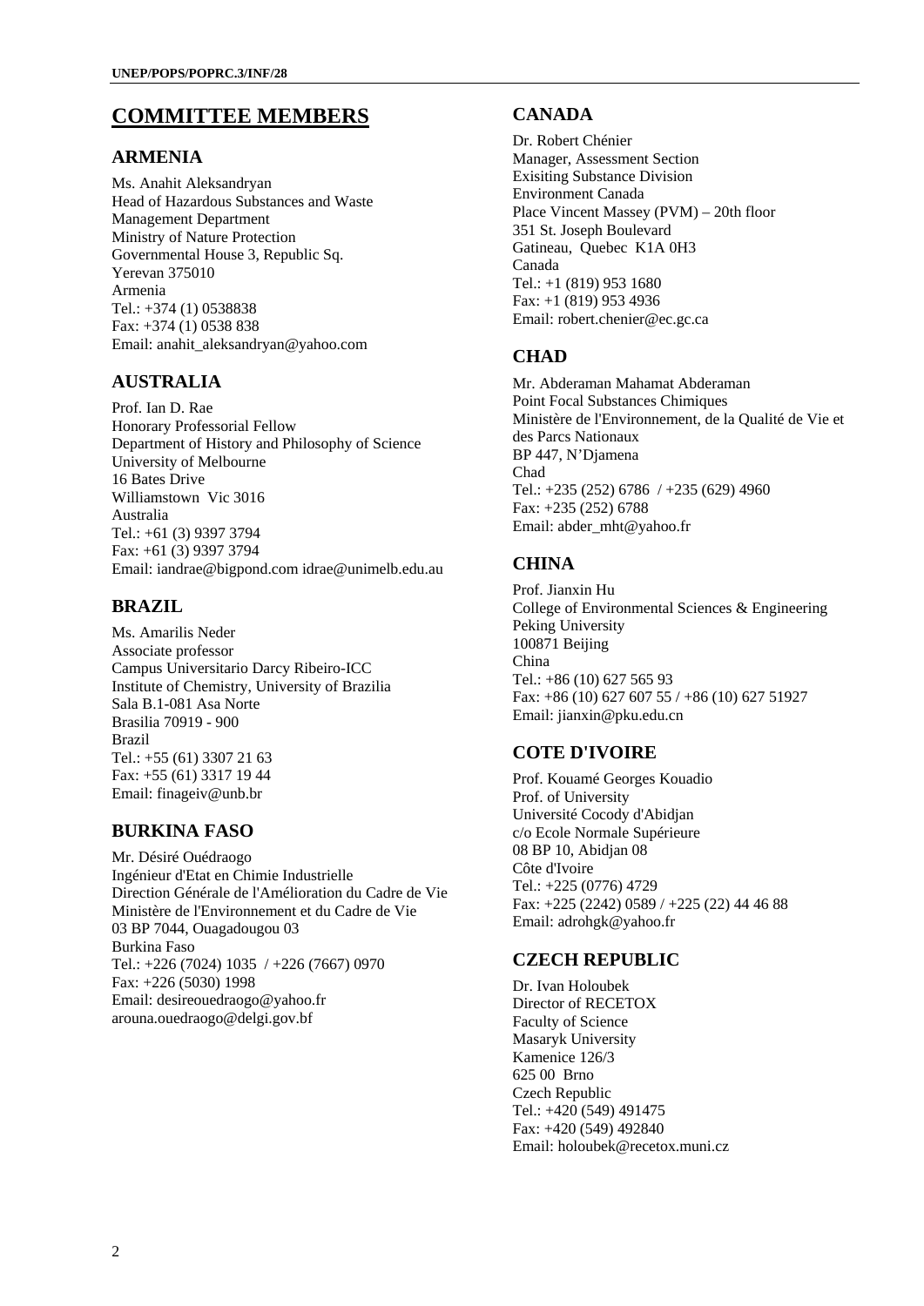# COMMITTEE MEMBERS

## ARMENIA

Ms. Anahit Aleksandryan
Head of Hazardous Substances and Waste Management Department
Ministry of Nature Protection
Governmental House 3, Republic Sq.
Yerevan 375010
Armenia
Tel.: +374 (1) 0538838
Fax: +374 (1) 0538 838
Email: anahit_aleksandryan@yahoo.com

## AUSTRALIA

Prof. Ian D. Rae
Honorary Professorial Fellow
Department of History and Philosophy of Science
University of Melbourne
16 Bates Drive
Williamstown Vic 3016
Australia
Tel.: +61 (3) 9397 3794
Fax: +61 (3) 9397 3794
Email: iandrae@bigpond.com idrae@unimelb.edu.au

## BRAZIL

Ms. Amarilis Neder
Associate professor
Campus Universitario Darcy Ribeiro-ICC
Institute of Chemistry, University of Brazilia
Sala B.1-081 Asa Norte
Brasilia 70919 - 900
Brazil
Tel.: +55 (61) 3307 21 63
Fax: +55 (61) 3317 19 44
Email: finageiv@unb.br

## BURKINA FASO

Mr. Désiré Ouédraogo
Ingénieur d'Etat en Chimie Industrielle
Direction Générale de l'Amélioration du Cadre de Vie
Ministère de l'Environnement et du Cadre de Vie
03 BP 7044, Ouagadougou 03
Burkina Faso
Tel.: +226 (7024) 1035 / +226 (7667) 0970
Fax: +226 (5030) 1998
Email: desireouedraogo@yahoo.fr
arouna.ouedraogo@delgi.gov.bf

## CANADA

Dr. Robert Chénier
Manager, Assessment Section
Exisiting Substance Division
Environment Canada
Place Vincent Massey (PVM) – 20th floor
351 St. Joseph Boulevard
Gatineau, Quebec K1A 0H3
Canada
Tel.: +1 (819) 953 1680
Fax: +1 (819) 953 4936
Email: robert.chenier@ec.gc.ca

## CHAD

Mr. Abderaman Mahamat Abderaman
Point Focal Substances Chimiques
Ministère de l'Environnement, de la Qualité de Vie et des Parcs Nationaux
BP 447, N'Djamena
Chad
Tel.: +235 (252) 6786 / +235 (629) 4960
Fax: +235 (252) 6788
Email: abder_mht@yahoo.fr

## CHINA

Prof. Jianxin Hu
College of Environmental Sciences & Engineering
Peking University
100871 Beijing
China
Tel.: +86 (10) 627 565 93
Fax: +86 (10) 627 607 55 / +86 (10) 627 51927
Email: jianxin@pku.edu.cn

## COTE D'IVOIRE

Prof. Kouamé Georges Kouadio
Prof. of University
Université Cocody d'Abidjan
c/o Ecole Normale Supérieure
08 BP 10, Abidjan 08
Côte d'Ivoire
Tel.: +225 (0776) 4729
Fax: +225 (2242) 0589 / +225 (22) 44 46 88
Email: adrohgk@yahoo.fr

## CZECH REPUBLIC

Dr. Ivan Holoubek
Director of RECETOX
Faculty of Science
Masaryk University
Kamenice 126/3
625 00 Brno
Czech Republic
Tel.: +420 (549) 491475
Fax: +420 (549) 492840
Email: holoubek@recetox.muni.cz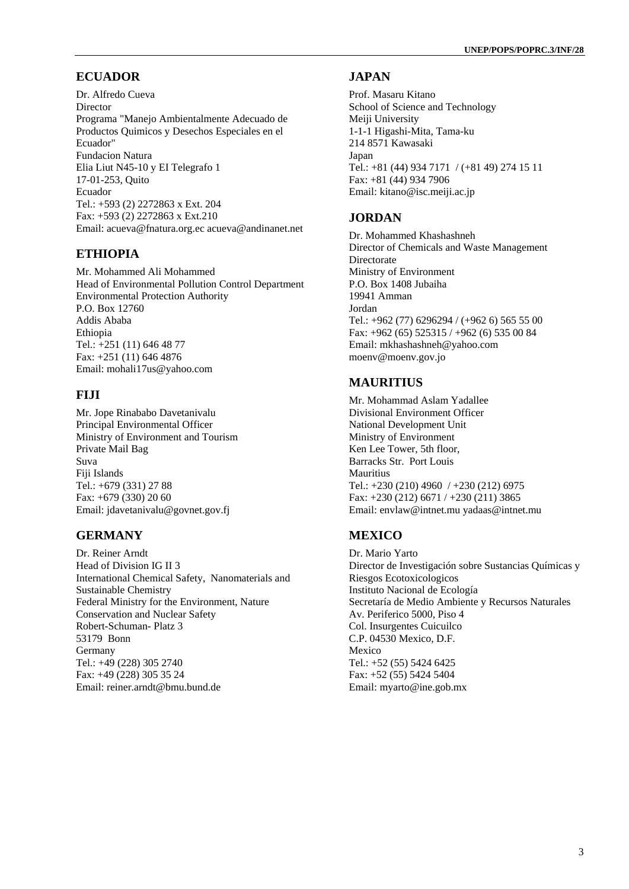## ECUADOR

Dr. Alfredo Cueva
Director
Programa "Manejo Ambientalmente Adecuado de Productos Quimicos y Desechos Especiales en el Ecuador"
Fundacion Natura
Elia Liut N45-10 y EI Telegrafo 1
17-01-253, Quito
Ecuador
Tel.: +593 (2) 2272863 x Ext. 204
Fax: +593 (2) 2272863 x Ext.210
Email: acueva@fnatura.org.ec acueva@andinanet.net

## ETHIOPIA

Mr. Mohammed Ali Mohammed
Head of Environmental Pollution Control Department
Environmental Protection Authority
P.O. Box 12760
Addis Ababa
Ethiopia
Tel.: +251 (11) 646 48 77
Fax: +251 (11) 646 4876
Email: mohali17us@yahoo.com

## FIJI

Mr. Jope Rinababo Davetanivalu
Principal Environmental Officer
Ministry of Environment and Tourism
Private Mail Bag
Suva
Fiji Islands
Tel.: +679 (331) 27 88
Fax: +679 (330) 20 60
Email: jdavetanivalu@govnet.gov.fj

## GERMANY

Dr. Reiner Arndt
Head of Division IG II 3
International Chemical Safety, Nanomaterials and Sustainable Chemistry
Federal Ministry for the Environment, Nature Conservation and Nuclear Safety
Robert-Schuman- Platz 3
53179 Bonn
Germany
Tel.: +49 (228) 305 2740
Fax: +49 (228) 305 35 24
Email: reiner.arndt@bmu.bund.de

## JAPAN

Prof. Masaru Kitano
School of Science and Technology
Meiji University
1-1-1 Higashi-Mita, Tama-ku
214 8571 Kawasaki
Japan
Tel.: +81 (44) 934 7171 / (+81 49) 274 15 11
Fax: +81 (44) 934 7906
Email: kitano@isc.meiji.ac.jp

## JORDAN

Dr. Mohammed Khashashneh
Director of Chemicals and Waste Management Directorate
Ministry of Environment
P.O. Box 1408 Jubaiha
19941 Amman
Jordan
Tel.: +962 (77) 6296294 / (+962 6) 565 55 00
Fax: +962 (65) 525315 / +962 (6) 535 00 84
Email: mkhashashneh@yahoo.com
moenv@moenv.gov.jo

## MAURITIUS

Mr. Mohammad Aslam Yadallee
Divisional Environment Officer
National Development Unit
Ministry of Environment
Ken Lee Tower, 5th floor,
Barracks Str. Port Louis
Mauritius
Tel.: +230 (210) 4960 / +230 (212) 6975
Fax: +230 (212) 6671 / +230 (211) 3865
Email: envlaw@intnet.mu yadaas@intnet.mu

## MEXICO

Dr. Mario Yarto
Director de Investigación sobre Sustancias Químicas y Riesgos Ecotoxicologicos
Instituto Nacional de Ecología
Secretaría de Medio Ambiente y Recursos Naturales
Av. Periferico 5000, Piso 4
Col. Insurgentes Cuicuilco
C.P. 04530 Mexico, D.F.
Mexico
Tel.: +52 (55) 5424 6425
Fax: +52 (55) 5424 5404
Email: myarto@ine.gob.mx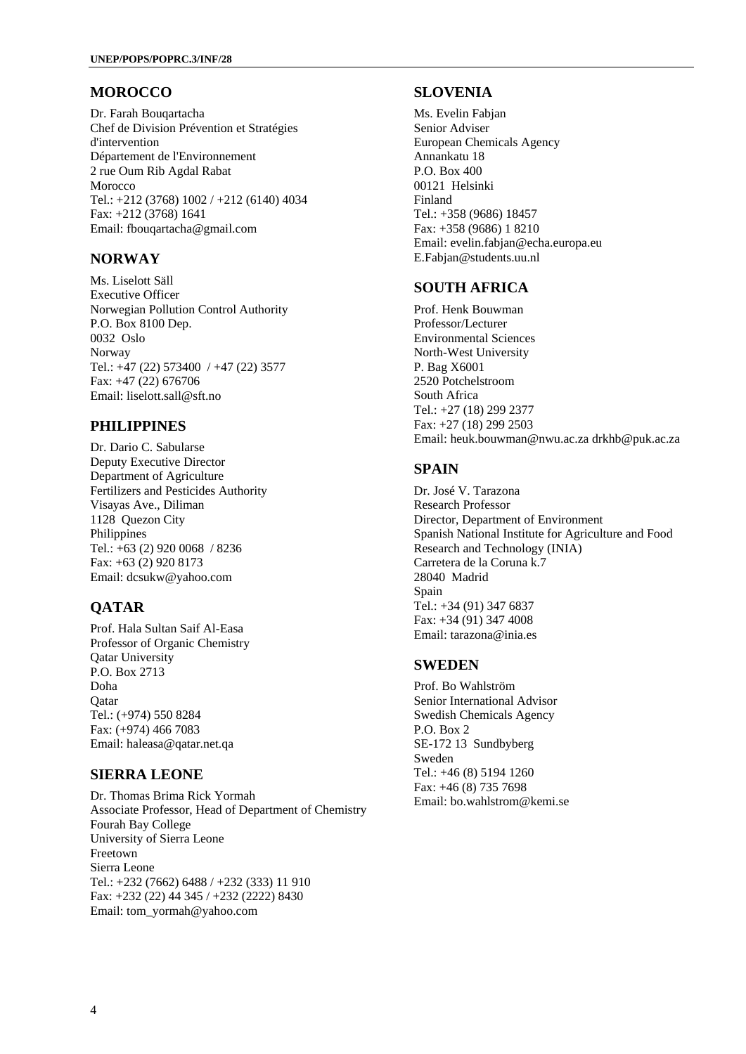## MOROCCO

Dr. Farah Bouqartacha
Chef de Division Prévention et Stratégies d'intervention
Département de l'Environnement
2 rue Oum Rib Agdal Rabat
Morocco
Tel.: +212 (3768) 1002 / +212 (6140) 4034
Fax: +212 (3768) 1641
Email: fbouqartacha@gmail.com

## NORWAY

Ms. Liselott Säll
Executive Officer
Norwegian Pollution Control Authority
P.O. Box 8100 Dep.
0032 Oslo
Norway
Tel.: +47 (22) 573400 / +47 (22) 3577
Fax: +47 (22) 676706
Email: liselott.sall@sft.no

## PHILIPPINES

Dr. Dario C. Sabularse
Deputy Executive Director
Department of Agriculture
Fertilizers and Pesticides Authority
Visayas Ave., Diliman
1128 Quezon City
Philippines
Tel.: +63 (2) 920 0068 / 8236
Fax: +63 (2) 920 8173
Email: dcsukw@yahoo.com

## QATAR

Prof. Hala Sultan Saif Al-Easa
Professor of Organic Chemistry
Qatar University
P.O. Box 2713
Doha
Qatar
Tel.: (+974) 550 8284
Fax: (+974) 466 7083
Email: haleasa@qatar.net.qa

## SIERRA LEONE

Dr. Thomas Brima Rick Yormah
Associate Professor, Head of Department of Chemistry
Fourah Bay College
University of Sierra Leone
Freetown
Sierra Leone
Tel.: +232 (7662) 6488 / +232 (333) 11 910
Fax: +232 (22) 44 345 / +232 (2222) 8430
Email: tom_yormah@yahoo.com

## SLOVENIA

Ms. Evelin Fabjan
Senior Adviser
European Chemicals Agency
Annankatu 18
P.O. Box 400
00121 Helsinki
Finland
Tel.: +358 (9686) 18457
Fax: +358 (9686) 1 8210
Email: evelin.fabjan@echa.europa.eu
E.Fabjan@students.uu.nl

## SOUTH AFRICA

Prof. Henk Bouwman
Professor/Lecturer
Environmental Sciences
North-West University
P. Bag X6001
2520 Potchelstroom
South Africa
Tel.: +27 (18) 299 2377
Fax: +27 (18) 299 2503
Email: heuk.bouwman@nwu.ac.za drkhb@puk.ac.za

## SPAIN

Dr. José V. Tarazona
Research Professor
Director, Department of Environment
Spanish National Institute for Agriculture and Food Research and Technology (INIA)
Carretera de la Coruna k.7
28040 Madrid
Spain
Tel.: +34 (91) 347 6837
Fax: +34 (91) 347 4008
Email: tarazona@inia.es

## SWEDEN

Prof. Bo Wahlström
Senior International Advisor
Swedish Chemicals Agency
P.O. Box 2
SE-172 13 Sundbyberg
Sweden
Tel.: +46 (8) 5194 1260
Fax: +46 (8) 735 7698
Email: bo.wahlstrom@kemi.se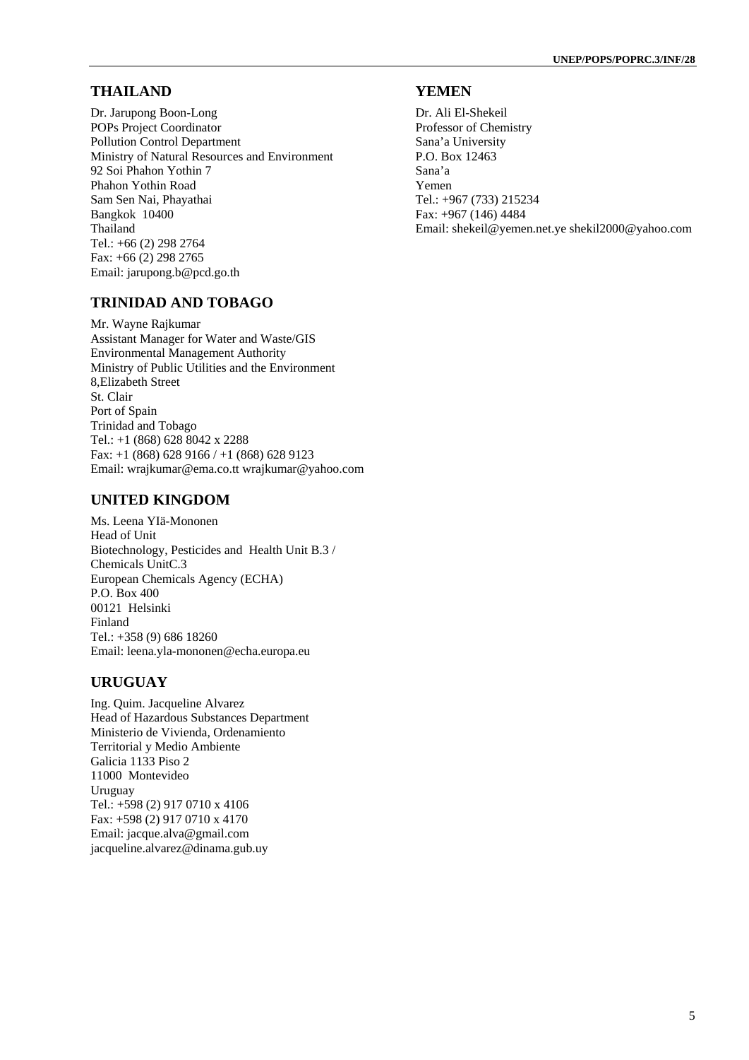## THAILAND

Dr. Jarupong Boon-Long
POPs Project Coordinator
Pollution Control Department
Ministry of Natural Resources and Environment
92 Soi Phahon Yothin 7
Phahon Yothin Road
Sam Sen Nai, Phayathai
Bangkok 10400
Thailand
Tel.: +66 (2) 298 2764
Fax: +66 (2) 298 2765
Email: jarupong.b@pcd.go.th

## TRINIDAD AND TOBAGO

Mr. Wayne Rajkumar
Assistant Manager for Water and Waste/GIS
Environmental Management Authority
Ministry of Public Utilities and the Environment
8,Elizabeth Street
St. Clair
Port of Spain
Trinidad and Tobago
Tel.: +1 (868) 628 8042 x 2288
Fax: +1 (868) 628 9166 / +1 (868) 628 9123
Email: wrajkumar@ema.co.tt wrajkumar@yahoo.com

## UNITED KINGDOM

Ms. Leena YIä-Mononen
Head of Unit
Biotechnology, Pesticides and Health Unit B.3 /
Chemicals UnitC.3
European Chemicals Agency (ECHA)
P.O. Box 400
00121 Helsinki
Finland
Tel.: +358 (9) 686 18260
Email: leena.yla-mononen@echa.europa.eu

## URUGUAY

Ing. Quim. Jacqueline Alvarez
Head of Hazardous Substances Department
Ministerio de Vivienda, Ordenamiento
Territorial y Medio Ambiente
Galicia 1133 Piso 2
11000 Montevideo
Uruguay
Tel.: +598 (2) 917 0710 x 4106
Fax: +598 (2) 917 0710 x 4170
Email: jacque.alva@gmail.com
jacqueline.alvarez@dinama.gub.uy

## YEMEN

Dr. Ali El-Shekeil
Professor of Chemistry
Sana'a University
P.O. Box 12463
Sana'a
Yemen
Tel.: +967 (733) 215234
Fax: +967 (146) 4484
Email: shekeil@yemen.net.ye shekil2000@yahoo.com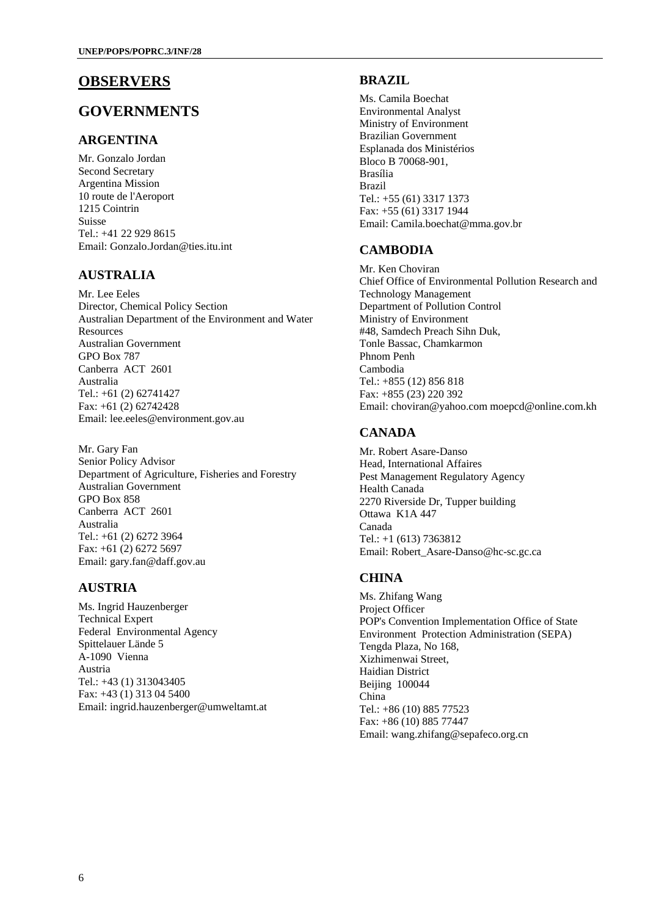# OBSERVERS

## GOVERNMENTS

### ARGENTINA

Mr. Gonzalo Jordan
Second Secretary
Argentina Mission
10 route de l'Aeroport
1215 Cointrin
Suisse
Tel.: +41 22 929 8615
Email: Gonzalo.Jordan@ties.itu.int

### AUSTRALIA

Mr. Lee Eeles
Director, Chemical Policy Section
Australian Department of the Environment and Water Resources
Australian Government
GPO Box 787
Canberra ACT 2601
Australia
Tel.: +61 (2) 62741427
Fax: +61 (2) 62742428
Email: lee.eeles@environment.gov.au

Mr. Gary Fan
Senior Policy Advisor
Department of Agriculture, Fisheries and Forestry
Australian Government
GPO Box 858
Canberra ACT 2601
Australia
Tel.: +61 (2) 6272 3964
Fax: +61 (2) 6272 5697
Email: gary.fan@daff.gov.au

### AUSTRIA

Ms. Ingrid Hauzenberger
Technical Expert
Federal Environmental Agency
Spittelauer Lände 5
A-1090 Vienna
Austria
Tel.: +43 (1) 313043405
Fax: +43 (1) 313 04 5400
Email: ingrid.hauzenberger@umweltamt.at

### BRAZIL

Ms. Camila Boechat
Environmental Analyst
Ministry of Environment
Brazilian Government
Esplanada dos Ministérios
Bloco B 70068-901,
Brasília
Brazil
Tel.: +55 (61) 3317 1373
Fax: +55 (61) 3317 1944
Email: Camila.boechat@mma.gov.br

### CAMBODIA

Mr. Ken Choviran
Chief Office of Environmental Pollution Research and Technology Management
Department of Pollution Control
Ministry of Environment
#48, Samdech Preach Sihn Duk,
Tonle Bassac, Chamkarmon
Phnom Penh
Cambodia
Tel.: +855 (12) 856 818
Fax: +855 (23) 220 392
Email: choviran@yahoo.com moepcd@online.com.kh

### CANADA

Mr. Robert Asare-Danso
Head, International Affaires
Pest Management Regulatory Agency
Health Canada
2270 Riverside Dr, Tupper building
Ottawa K1A 447
Canada
Tel.: +1 (613) 7363812
Email: Robert_Asare-Danso@hc-sc.gc.ca

### CHINA

Ms. Zhifang Wang
Project Officer
POP's Convention Implementation Office of State Environment Protection Administration (SEPA)
Tengda Plaza, No 168,
Xizhimenwai Street,
Haidian District
Beijing 100044
China
Tel.: +86 (10) 885 77523
Fax: +86 (10) 885 77447
Email: wang.zhifang@sepafeco.org.cn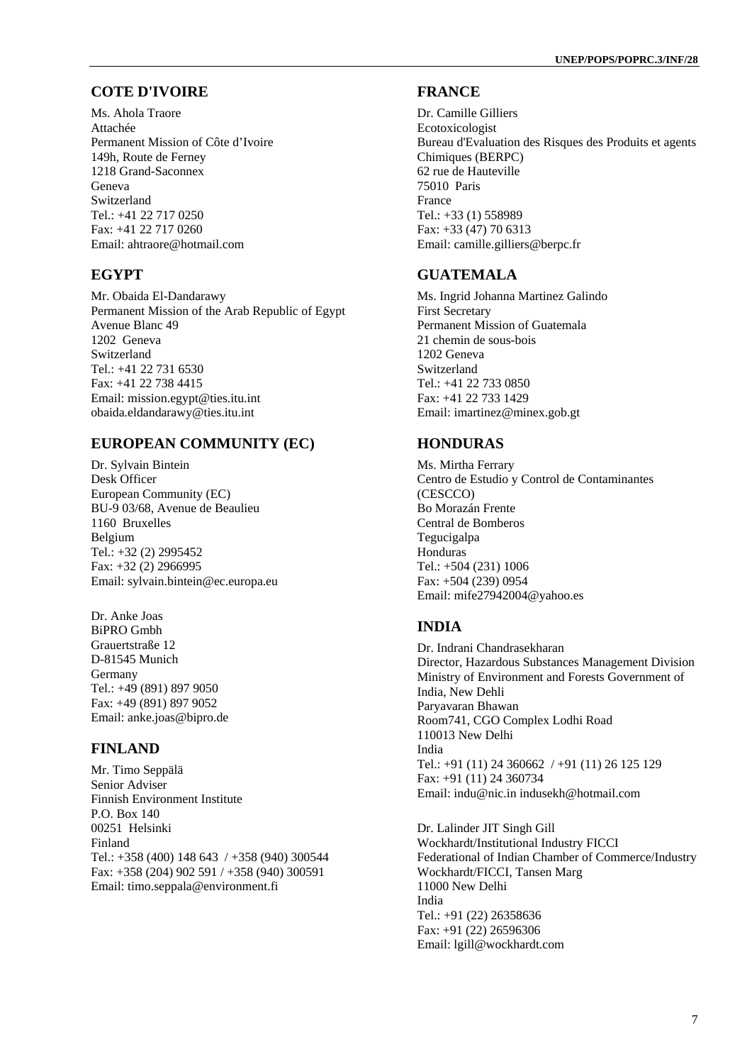## COTE D'IVOIRE

Ms. Ahola Traore
Attachée
Permanent Mission of Côte d’Ivoire
149h, Route de Ferney
1218 Grand-Saconnex
Geneva
Switzerland
Tel.: +41 22 717 0250
Fax: +41 22 717 0260
Email: ahtraore@hotmail.com

## EGYPT

Mr. Obaida El-Dandarawy
Permanent Mission of the Arab Republic of Egypt
Avenue Blanc 49
1202 Geneva
Switzerland
Tel.: +41 22 731 6530
Fax: +41 22 738 4415
Email: mission.egypt@ties.itu.int
obaida.eldandarawy@ties.itu.int

## EUROPEAN COMMUNITY (EC)

Dr. Sylvain Bintein
Desk Officer
European Community (EC)
BU-9 03/68, Avenue de Beaulieu
1160 Bruxelles
Belgium
Tel.: +32 (2) 2995452
Fax: +32 (2) 2966995
Email: sylvain.bintein@ec.europa.eu

Dr. Anke Joas
BiPRO Gmbh
Grauertstraße 12
D-81545 Munich
Germany
Tel.: +49 (891) 897 9050
Fax: +49 (891) 897 9052
Email: anke.joas@bipro.de

## FINLAND

Mr. Timo Seppälä
Senior Adviser
Finnish Environment Institute
P.O. Box 140
00251 Helsinki
Finland
Tel.: +358 (400) 148 643 / +358 (940) 300544
Fax: +358 (204) 902 591 / +358 (940) 300591
Email: timo.seppala@environment.fi

## FRANCE

Dr. Camille Gilliers
Ecotoxicologist
Bureau d'Evaluation des Risques des Produits et agents Chimiques (BERPC)
62 rue de Hauteville
75010 Paris
France
Tel.: +33 (1) 558989
Fax: +33 (47) 70 6313
Email: camille.gilliers@berpc.fr

## GUATEMALA

Ms. Ingrid Johanna Martinez Galindo
First Secretary
Permanent Mission of Guatemala
21 chemin de sous-bois
1202 Geneva
Switzerland
Tel.: +41 22 733 0850
Fax: +41 22 733 1429
Email: imartinez@minex.gob.gt

## HONDURAS

Ms. Mirtha Ferrary
Centro de Estudio y Control de Contaminantes (CESCCO)
Bo Morazán Frente
Central de Bomberos
Tegucigalpa
Honduras
Tel.: +504 (231) 1006
Fax: +504 (239) 0954
Email: mife27942004@yahoo.es

## INDIA

Dr. Indrani Chandrasekharan
Director, Hazardous Substances Management Division
Ministry of Environment and Forests Government of India, New Dehli
Paryavaran Bhawan
Room741, CGO Complex Lodhi Road
110013 New Delhi
India
Tel.: +91 (11) 24 360662 / +91 (11) 26 125 129
Fax: +91 (11) 24 360734
Email: indu@nic.in indusekh@hotmail.com

Dr. Lalinder JIT Singh Gill
Wockhardt/Institutional Industry FICCI
Federational of Indian Chamber of Commerce/Industry
Wockhardt/FICCI, Tansen Marg
11000 New Delhi
India
Tel.: +91 (22) 26358636
Fax: +91 (22) 26596306
Email: lgill@wockhardt.com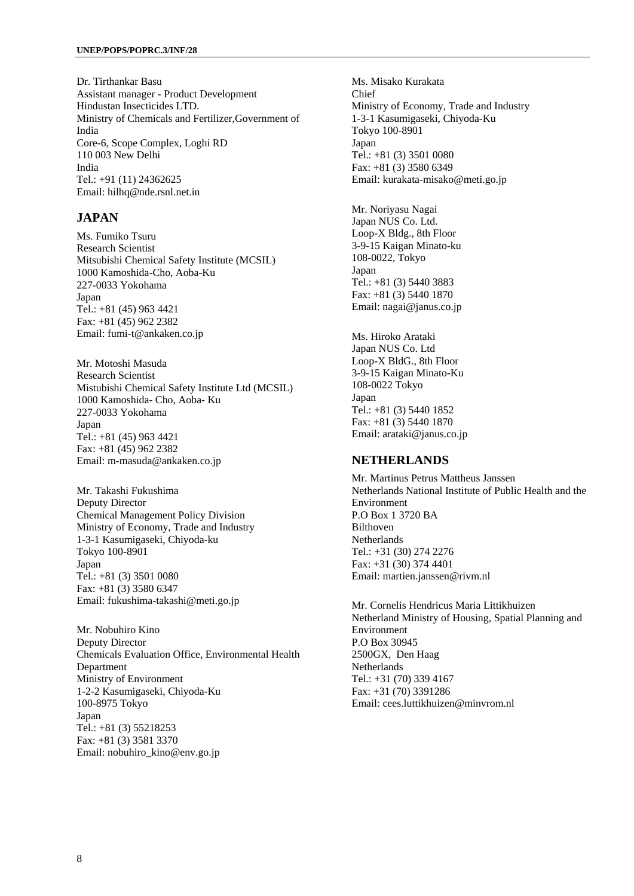Dr. Tirthankar Basu
Assistant manager - Product Development
Hindustan Insecticides LTD.
Ministry of Chemicals and Fertilizer,Government of India
Core-6, Scope Complex, Loghi RD
110 003 New Delhi
India
Tel.: +91 (11) 24362625
Email: hilhq@nde.rsnl.net.in

## JAPAN

Ms. Fumiko Tsuru
Research Scientist
Mitsubishi Chemical Safety Institute (MCSIL)
1000 Kamoshida-Cho, Aoba-Ku
227-0033 Yokohama
Japan
Tel.: +81 (45) 963 4421
Fax: +81 (45) 962 2382
Email: fumi-t@ankaken.co.jp

Mr. Motoshi Masuda
Research Scientist
Mistubishi Chemical Safety Institute Ltd (MCSIL)
1000 Kamoshida- Cho, Aoba- Ku
227-0033 Yokohama
Japan
Tel.: +81 (45) 963 4421
Fax: +81 (45) 962 2382
Email: m-masuda@ankaken.co.jp

Mr. Takashi Fukushima
Deputy Director
Chemical Management Policy Division
Ministry of Economy, Trade and Industry
1-3-1 Kasumigaseki, Chiyoda-ku
Tokyo 100-8901
Japan
Tel.: +81 (3) 3501 0080
Fax: +81 (3) 3580 6347
Email: fukushima-takashi@meti.go.jp

Mr. Nobuhiro Kino
Deputy Director
Chemicals Evaluation Office, Environmental Health Department
Ministry of Environment
1-2-2 Kasumigaseki, Chiyoda-Ku
100-8975 Tokyo
Japan
Tel.: +81 (3) 55218253
Fax: +81 (3) 3581 3370
Email: nobuhiro_kino@env.go.jp

Ms. Misako Kurakata
Chief
Ministry of Economy, Trade and Industry
1-3-1 Kasumigaseki, Chiyoda-Ku
Tokyo 100-8901
Japan
Tel.: +81 (3) 3501 0080
Fax: +81 (3) 3580 6349
Email: kurakata-misako@meti.go.jp

Mr. Noriyasu Nagai
Japan NUS Co. Ltd.
Loop-X Bldg., 8th Floor
3-9-15 Kaigan Minato-ku
108-0022, Tokyo
Japan
Tel.: +81 (3) 5440 3883
Fax: +81 (3) 5440 1870
Email: nagai@janus.co.jp

Ms. Hiroko Arataki
Japan NUS Co. Ltd
Loop-X BldG., 8th Floor
3-9-15 Kaigan Minato-Ku
108-0022 Tokyo
Japan
Tel.: +81 (3) 5440 1852
Fax: +81 (3) 5440 1870
Email: arataki@janus.co.jp

## NETHERLANDS

Mr. Martinus Petrus Mattheus Janssen
Netherlands National Institute of Public Health and the Environment
P.O Box 1 3720 BA
Bilthoven
Netherlands
Tel.: +31 (30) 274 2276
Fax: +31 (30) 374 4401
Email: martien.janssen@rivm.nl

Mr. Cornelis Hendricus Maria Littikhuizen
Netherland Ministry of Housing, Spatial Planning and Environment
P.O Box 30945
2500GX, Den Haag
Netherlands
Tel.: +31 (70) 339 4167
Fax: +31 (70) 3391286
Email: cees.luttikhuizen@minvrom.nl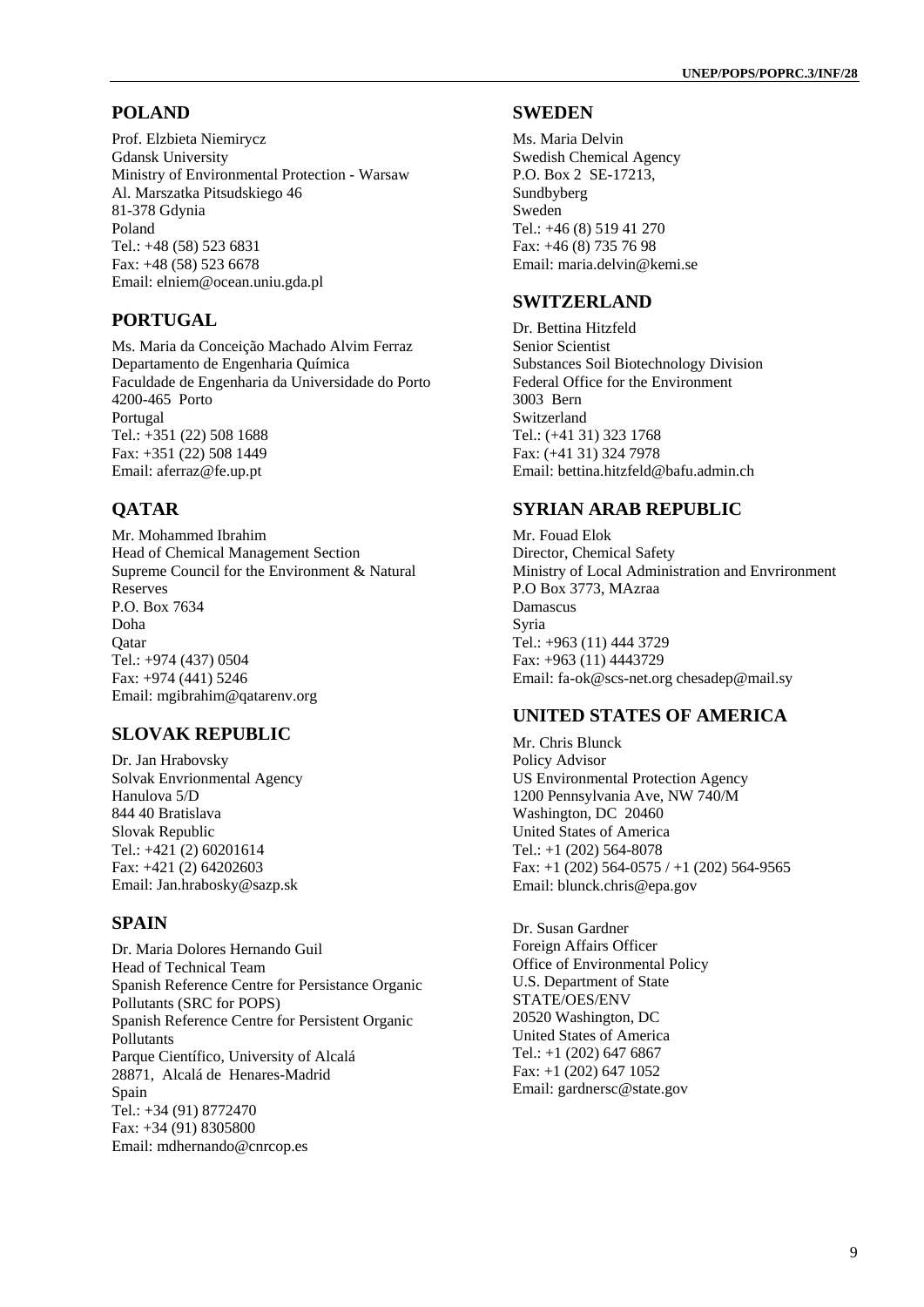## POLAND

Prof. Elzbieta Niemirycz
Gdansk University
Ministry of Environmental Protection - Warsaw
Al. Marszatka Pitsudskiego 46
81-378 Gdynia
Poland
Tel.: +48 (58) 523 6831
Fax: +48 (58) 523 6678
Email: elniem@ocean.uniu.gda.pl

## PORTUGAL

Ms. Maria da Conceição Machado Alvim Ferraz
Departamento de Engenharia Química
Faculdade de Engenharia da Universidade do Porto
4200-465 Porto
Portugal
Tel.: +351 (22) 508 1688
Fax: +351 (22) 508 1449
Email: aferraz@fe.up.pt

## QATAR

Mr. Mohammed Ibrahim
Head of Chemical Management Section
Supreme Council for the Environment & Natural Reserves
P.O. Box 7634
Doha
Qatar
Tel.: +974 (437) 0504
Fax: +974 (441) 5246
Email: mgibrahim@qatarenv.org

## SLOVAK REPUBLIC

Dr. Jan Hrabovsky
Solvak Envrionmental Agency
Hanulova 5/D
844 40 Bratislava
Slovak Republic
Tel.: +421 (2) 60201614
Fax: +421 (2) 64202603
Email: Jan.hrabosky@sazp.sk

## SPAIN

Dr. Maria Dolores Hernando Guil
Head of Technical Team
Spanish Reference Centre for Persistance Organic Pollutants (SRC for POPS)
Spanish Reference Centre for Persistent Organic Pollutants
Parque Científico, University of Alcalá
28871, Alcalá de Henares-Madrid
Spain
Tel.: +34 (91) 8772470
Fax: +34 (91) 8305800
Email: mdhernando@cnrcop.es

## SWEDEN

Ms. Maria Delvin
Swedish Chemical Agency
P.O. Box 2 SE-17213,
Sundbyberg
Sweden
Tel.: +46 (8) 519 41 270
Fax: +46 (8) 735 76 98
Email: maria.delvin@kemi.se

## SWITZERLAND

Dr. Bettina Hitzfeld
Senior Scientist
Substances Soil Biotechnology Division
Federal Office for the Environment
3003 Bern
Switzerland
Tel.: (+41 31) 323 1768
Fax: (+41 31) 324 7978
Email: bettina.hitzfeld@bafu.admin.ch

## SYRIAN ARAB REPUBLIC

Mr. Fouad Elok
Director, Chemical Safety
Ministry of Local Administration and Envrironment
P.O Box 3773, MAzraa
Damascus
Syria
Tel.: +963 (11) 444 3729
Fax: +963 (11) 4443729
Email: fa-ok@scs-net.org chesadep@mail.sy

## UNITED STATES OF AMERICA

Mr. Chris Blunck
Policy Advisor
US Environmental Protection Agency
1200 Pennsylvania Ave, NW 740/M
Washington, DC 20460
United States of America
Tel.: +1 (202) 564-8078
Fax: +1 (202) 564-0575 / +1 (202) 564-9565
Email: blunck.chris@epa.gov

Dr. Susan Gardner
Foreign Affairs Officer
Office of Environmental Policy
U.S. Department of State
STATE/OES/ENV
20520 Washington, DC
United States of America
Tel.: +1 (202) 647 6867
Fax: +1 (202) 647 1052
Email: gardnersc@state.gov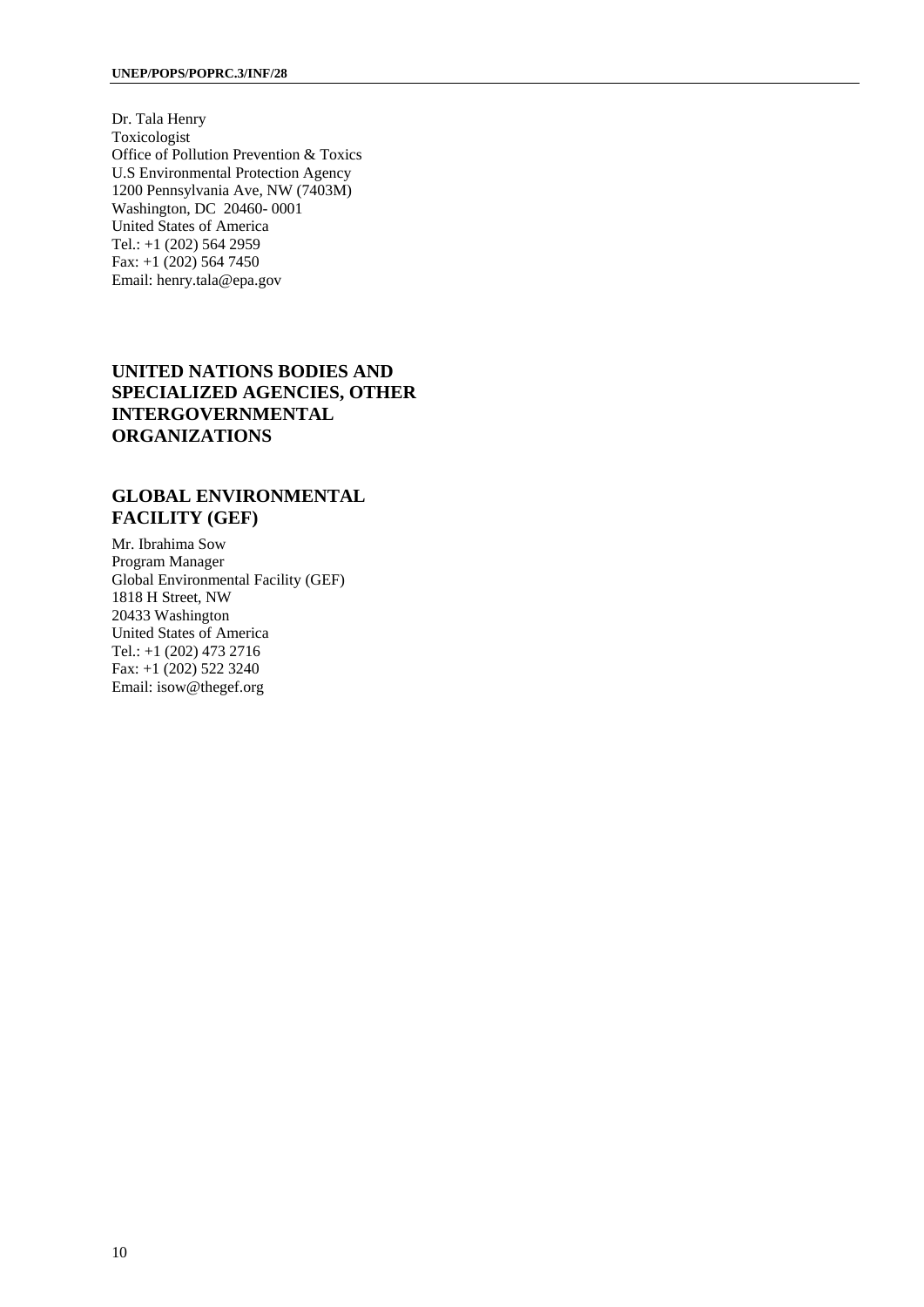Dr. Tala Henry
Toxicologist
Office of Pollution Prevention & Toxics
U.S Environmental Protection Agency
1200 Pennsylvania Ave, NW (7403M)
Washington, DC 20460- 0001
United States of America
Tel.: +1 (202) 564 2959
Fax: +1 (202) 564 7450
Email: henry.tala@epa.gov

## UNITED NATIONS BODIES AND SPECIALIZED AGENCIES, OTHER INTERGOVERNMENTAL ORGANIZATIONS

## GLOBAL ENVIRONMENTAL FACILITY (GEF)

Mr. Ibrahima Sow
Program Manager
Global Environmental Facility (GEF)
1818 H Street, NW
20433 Washington
United States of America
Tel.: +1 (202) 473 2716
Fax: +1 (202) 522 3240
Email: isow@thegef.org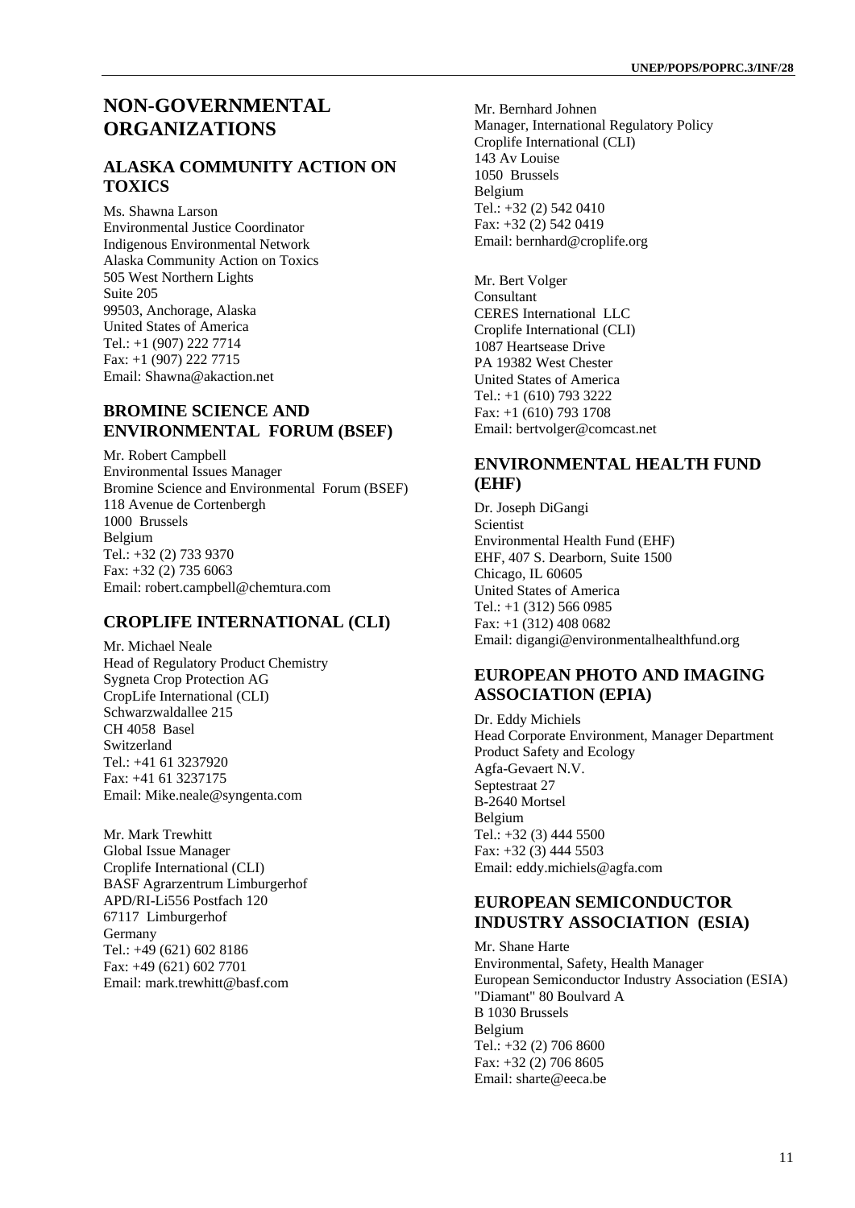# NON-GOVERNMENTAL ORGANIZATIONS

## ALASKA COMMUNITY ACTION ON TOXICS

Ms. Shawna Larson
Environmental Justice Coordinator
Indigenous Environmental Network
Alaska Community Action on Toxics
505 West Northern Lights
Suite 205
99503, Anchorage, Alaska
United States of America
Tel.: +1 (907) 222 7714
Fax: +1 (907) 222 7715
Email: Shawna@akaction.net

## BROMINE SCIENCE AND ENVIRONMENTAL FORUM (BSEF)

Mr. Robert Campbell
Environmental Issues Manager
Bromine Science and Environmental Forum (BSEF)
118 Avenue de Cortenbergh
1000 Brussels
Belgium
Tel.: +32 (2) 733 9370
Fax: +32 (2) 735 6063
Email: robert.campbell@chemtura.com

## CROPLIFE INTERNATIONAL (CLI)

Mr. Michael Neale
Head of Regulatory Product Chemistry
Sygneta Crop Protection AG
CropLife International (CLI)
Schwarzwaldallee 215
CH 4058 Basel
Switzerland
Tel.: +41 61 3237920
Fax: +41 61 3237175
Email: Mike.neale@syngenta.com

Mr. Mark Trewhitt
Global Issue Manager
Croplife International (CLI)
BASF Agrarzentrum Limburgerhof
APD/RI-Li556 Postfach 120
67117 Limburgerhof
Germany
Tel.: +49 (621) 602 8186
Fax: +49 (621) 602 7701
Email: mark.trewhitt@basf.com

Mr. Bernhard Johnen
Manager, International Regulatory Policy
Croplife International (CLI)
143 Av Louise
1050 Brussels
Belgium
Tel.: +32 (2) 542 0410
Fax: +32 (2) 542 0419
Email: bernhard@croplife.org

Mr. Bert Volger
Consultant
CERES International LLC
Croplife International (CLI)
1087 Heartsease Drive
PA 19382 West Chester
United States of America
Tel.: +1 (610) 793 3222
Fax: +1 (610) 793 1708
Email: bertvolger@comcast.net

## ENVIRONMENTAL HEALTH FUND (EHF)

Dr. Joseph DiGangi
Scientist
Environmental Health Fund (EHF)
EHF, 407 S. Dearborn, Suite 1500
Chicago, IL 60605
United States of America
Tel.: +1 (312) 566 0985
Fax: +1 (312) 408 0682
Email: digangi@environmentalhealthfund.org

## EUROPEAN PHOTO AND IMAGING ASSOCIATION (EPIA)

Dr. Eddy Michiels
Head Corporate Environment, Manager Department
Product Safety and Ecology
Agfa-Gevaert N.V.
Septestraat 27
B-2640 Mortsel
Belgium
Tel.: +32 (3) 444 5500
Fax: +32 (3) 444 5503
Email: eddy.michiels@agfa.com

## EUROPEAN SEMICONDUCTOR INDUSTRY ASSOCIATION (ESIA)

Mr. Shane Harte
Environmental, Safety, Health Manager
European Semiconductor Industry Association (ESIA)
"Diamant" 80 Boulvard A
B 1030 Brussels
Belgium
Tel.: +32 (2) 706 8600
Fax: +32 (2) 706 8605
Email: sharte@eeca.be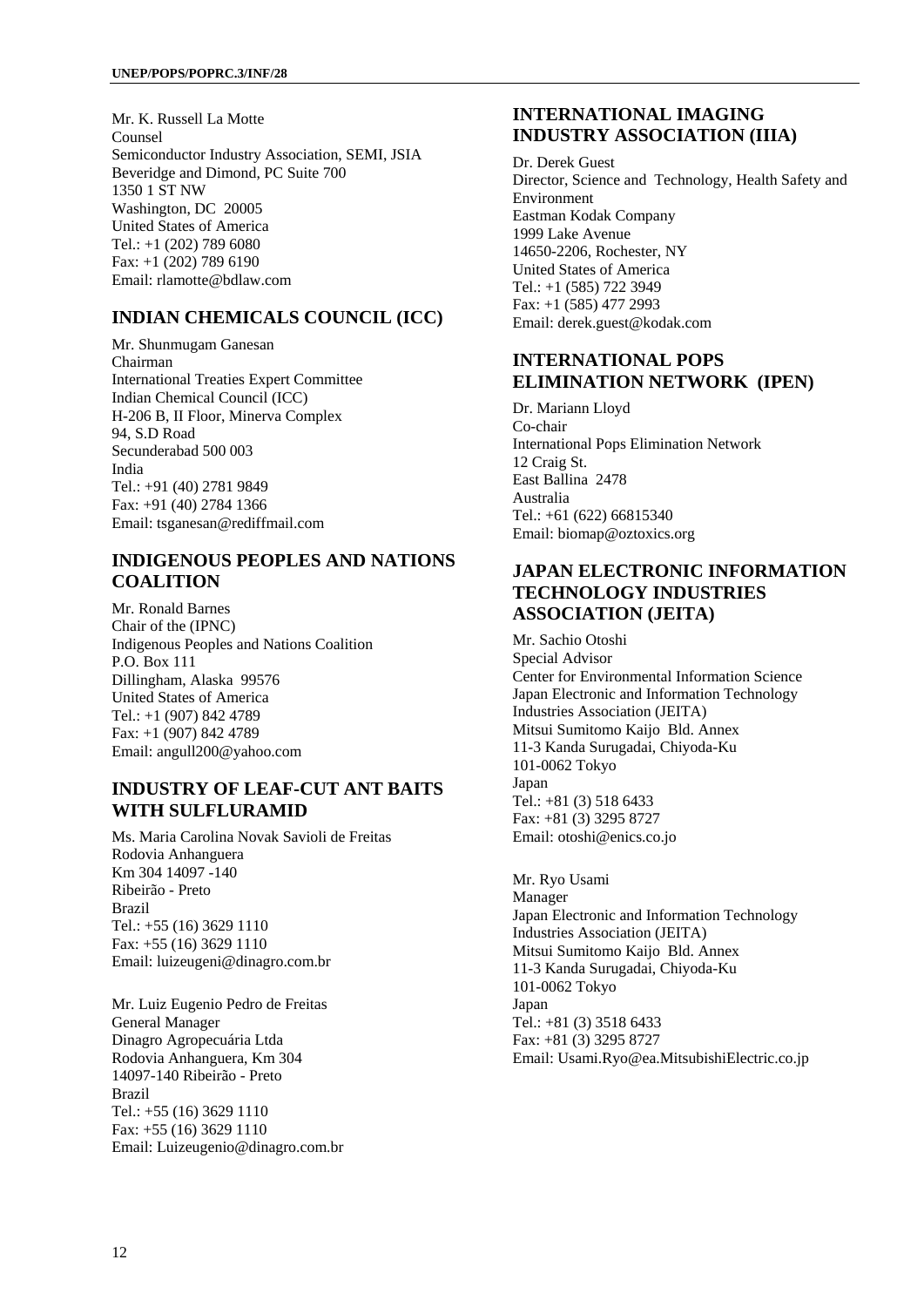Mr. K. Russell La Motte
Counsel
Semiconductor Industry Association, SEMI, JSIA
Beveridge and Dimond, PC Suite 700
1350 1 ST NW
Washington, DC 20005
United States of America
Tel.: +1 (202) 789 6080
Fax: +1 (202) 789 6190
Email: rlamotte@bdlaw.com

## INDIAN CHEMICALS COUNCIL (ICC)

Mr. Shunmugam Ganesan
Chairman
International Treaties Expert Committee
Indian Chemical Council (ICC)
H-206 B, II Floor, Minerva Complex
94, S.D Road
Secunderabad 500 003
India
Tel.: +91 (40) 2781 9849
Fax: +91 (40) 2784 1366
Email: tsganesan@rediffmail.com

## INDIGENOUS PEOPLES AND NATIONS COALITION

Mr. Ronald Barnes
Chair of the (IPNC)
Indigenous Peoples and Nations Coalition
P.O. Box 111
Dillingham, Alaska 99576
United States of America
Tel.: +1 (907) 842 4789
Fax: +1 (907) 842 4789
Email: angull200@yahoo.com

## INDUSTRY OF LEAF-CUT ANT BAITS WITH SULFLURAMID

Ms. Maria Carolina Novak Savioli de Freitas
Rodovia Anhanguera
Km 304 14097 -140
Ribeirão - Preto
Brazil
Tel.: +55 (16) 3629 1110
Fax: +55 (16) 3629 1110
Email: luizeugeni@dinagro.com.br

Mr. Luiz Eugenio Pedro de Freitas
General Manager
Dinagro Agropecuária Ltda
Rodovia Anhanguera, Km 304
14097-140 Ribeirão - Preto
Brazil
Tel.: +55 (16) 3629 1110
Fax: +55 (16) 3629 1110
Email: Luizeugenio@dinagro.com.br

## INTERNATIONAL IMAGING INDUSTRY ASSOCIATION (IIIA)

Dr. Derek Guest
Director, Science and Technology, Health Safety and Environment
Eastman Kodak Company
1999 Lake Avenue
14650-2206, Rochester, NY
United States of America
Tel.: +1 (585) 722 3949
Fax: +1 (585) 477 2993
Email: derek.guest@kodak.com

## INTERNATIONAL POPS ELIMINATION NETWORK (IPEN)

Dr. Mariann Lloyd
Co-chair
International Pops Elimination Network
12 Craig St.
East Ballina 2478
Australia
Tel.: +61 (622) 66815340
Email: biomap@oztoxics.org

## JAPAN ELECTRONIC INFORMATION TECHNOLOGY INDUSTRIES ASSOCIATION (JEITA)

Mr. Sachio Otoshi
Special Advisor
Center for Environmental Information Science
Japan Electronic and Information Technology Industries Association (JEITA)
Mitsui Sumitomo Kaijo Bld. Annex
11-3 Kanda Surugadai, Chiyoda-Ku
101-0062 Tokyo
Japan
Tel.: +81 (3) 518 6433
Fax: +81 (3) 3295 8727
Email: otoshi@enics.co.jo

Mr. Ryo Usami
Manager
Japan Electronic and Information Technology Industries Association (JEITA)
Mitsui Sumitomo Kaijo Bld. Annex
11-3 Kanda Surugadai, Chiyoda-Ku
101-0062 Tokyo
Japan
Tel.: +81 (3) 3518 6433
Fax: +81 (3) 3295 8727
Email: Usami.Ryo@ea.MitsubishiElectric.co.jp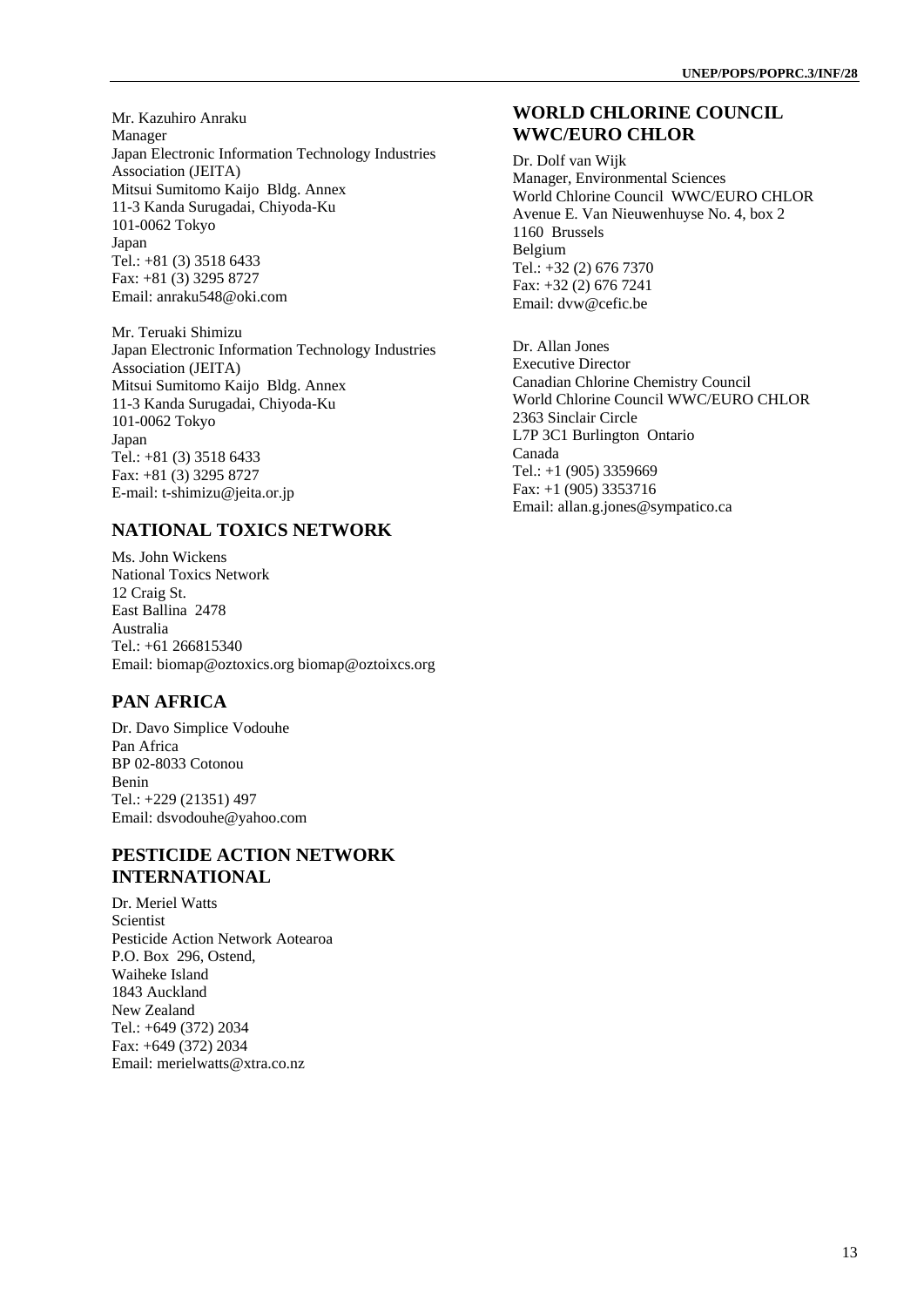Mr. Kazuhiro Anraku
Manager
Japan Electronic Information Technology Industries Association (JEITA)
Mitsui Sumitomo Kaijo Bldg. Annex
11-3 Kanda Surugadai, Chiyoda-Ku
101-0062 Tokyo
Japan
Tel.: +81 (3) 3518 6433
Fax: +81 (3) 3295 8727
Email: anraku548@oki.com

Mr. Teruaki Shimizu
Japan Electronic Information Technology Industries Association (JEITA)
Mitsui Sumitomo Kaijo Bldg. Annex
11-3 Kanda Surugadai, Chiyoda-Ku
101-0062 Tokyo
Japan
Tel.: +81 (3) 3518 6433
Fax: +81 (3) 3295 8727
E-mail: t-shimizu@jeita.or.jp

## NATIONAL TOXICS NETWORK

Ms. John Wickens
National Toxics Network
12 Craig St.
East Ballina 2478
Australia
Tel.: +61 266815340
Email: biomap@oztoxics.org biomap@oztoixcs.org

## PAN AFRICA

Dr. Davo Simplice Vodouhe
Pan Africa
BP 02-8033 Cotonou
Benin
Tel.: +229 (21351) 497
Email: dsvodouhe@yahoo.com

## PESTICIDE ACTION NETWORK INTERNATIONAL

Dr. Meriel Watts
Scientist
Pesticide Action Network Aotearoa
P.O. Box 296, Ostend,
Waiheke Island
1843 Auckland
New Zealand
Tel.: +649 (372) 2034
Fax: +649 (372) 2034
Email: merielwatts@xtra.co.nz

## WORLD CHLORINE COUNCIL WWC/EURO CHLOR

Dr. Dolf van Wijk
Manager, Environmental Sciences
World Chlorine Council WWC/EURO CHLOR
Avenue E. Van Nieuwenhuyse No. 4, box 2
1160 Brussels
Belgium
Tel.: +32 (2) 676 7370
Fax: +32 (2) 676 7241
Email: dvw@cefic.be

Dr. Allan Jones
Executive Director
Canadian Chlorine Chemistry Council
World Chlorine Council WWC/EURO CHLOR
2363 Sinclair Circle
L7P 3C1 Burlington Ontario
Canada
Tel.: +1 (905) 3359669
Fax: +1 (905) 3353716
Email: allan.g.jones@sympatico.ca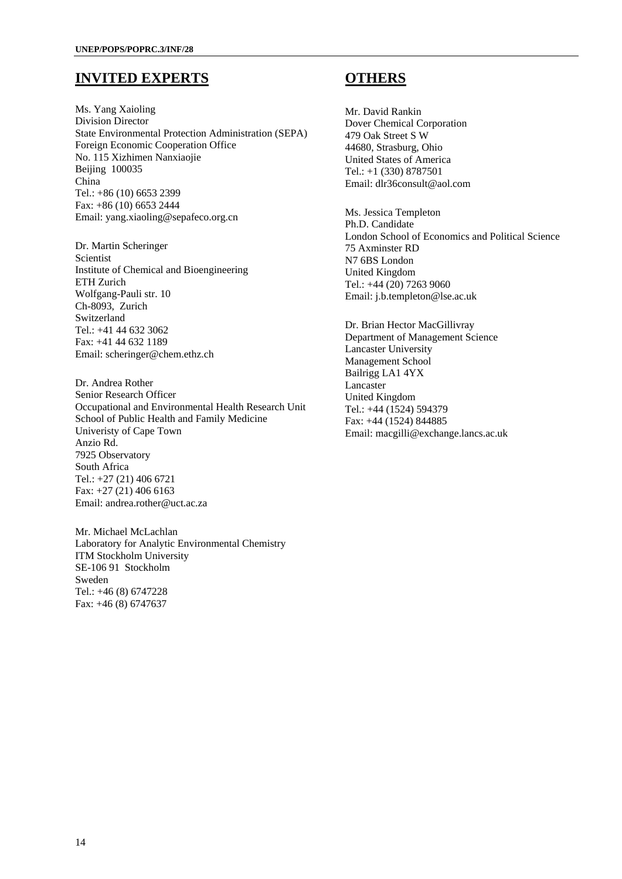## INVITED EXPERTS

Ms. Yang Xaioling
Division Director
State Environmental Protection Administration (SEPA)
Foreign Economic Cooperation Office
No. 115 Xizhimen Nanxiaojie
Beijing 100035
China
Tel.: +86 (10) 6653 2399
Fax: +86 (10) 6653 2444
Email: yang.xiaoling@sepafeco.org.cn

Dr. Martin Scheringer
Scientist
Institute of Chemical and Bioengineering
ETH Zurich
Wolfgang-Pauli str. 10
Ch-8093, Zurich
Switzerland
Tel.: +41 44 632 3062
Fax: +41 44 632 1189
Email: scheringer@chem.ethz.ch

Dr. Andrea Rother
Senior Research Officer
Occupational and Environmental Health Research Unit
School of Public Health and Family Medicine
Univeristy of Cape Town
Anzio Rd.
7925 Observatory
South Africa
Tel.: +27 (21) 406 6721
Fax: +27 (21) 406 6163
Email: andrea.rother@uct.ac.za

Mr. Michael McLachlan
Laboratory for Analytic Environmental Chemistry
ITM Stockholm University
SE-106 91 Stockholm
Sweden
Tel.: +46 (8) 6747228
Fax: +46 (8) 6747637

## OTHERS

Mr. David Rankin
Dover Chemical Corporation
479 Oak Street S W
44680, Strasburg, Ohio
United States of America
Tel.: +1 (330) 8787501
Email: dlr36consult@aol.com

Ms. Jessica Templeton
Ph.D. Candidate
London School of Economics and Political Science
75 Axminster RD
N7 6BS London
United Kingdom
Tel.: +44 (20) 7263 9060
Email: j.b.templeton@lse.ac.uk

Dr. Brian Hector MacGillivray
Department of Management Science
Lancaster University
Management School
Bailrigg LA1 4YX
Lancaster
United Kingdom
Tel.: +44 (1524) 594379
Fax: +44 (1524) 844885
Email: macgilli@exchange.lancs.ac.uk